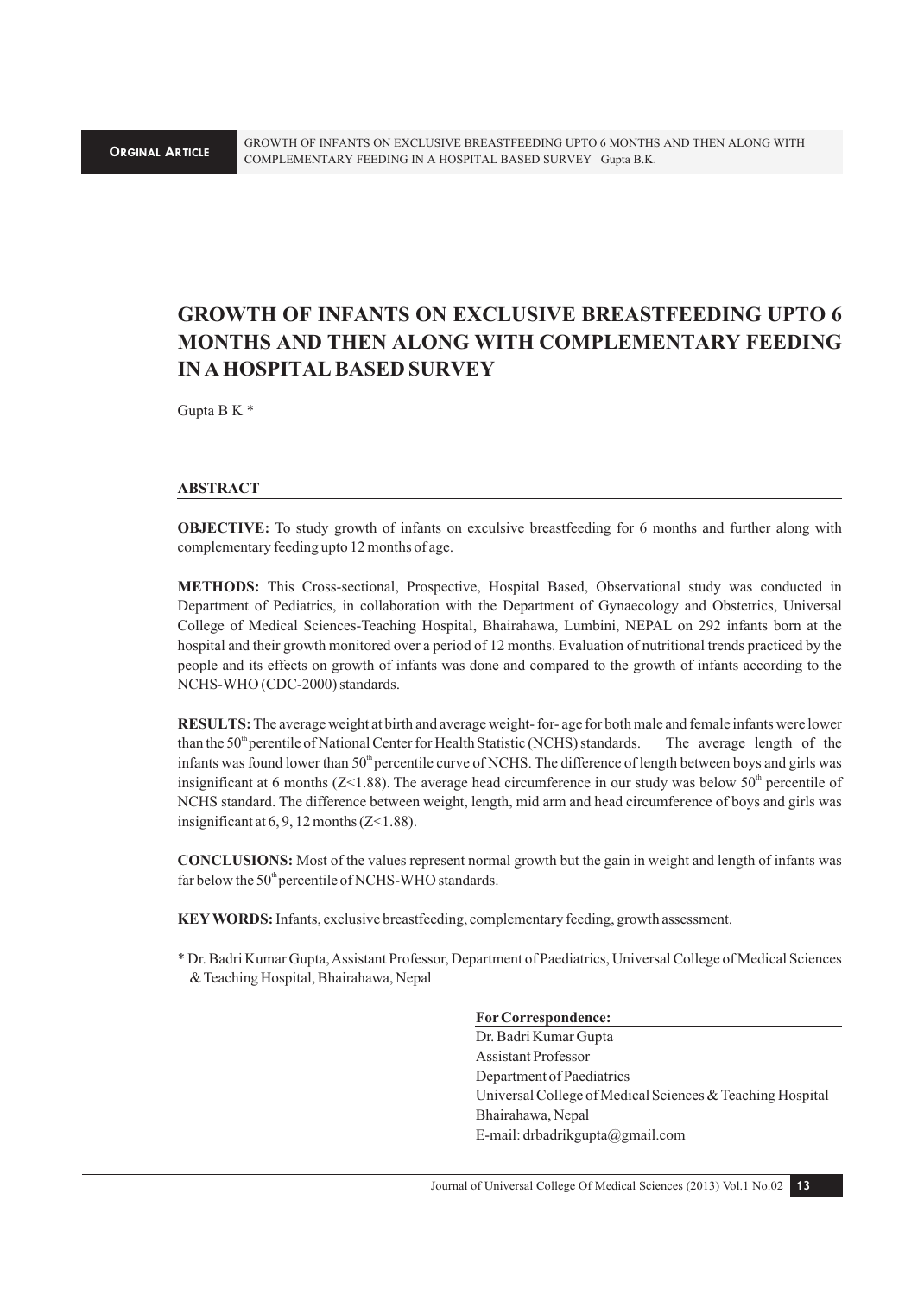**ORGINAL ARTICLE**

# GROWTH OF INFANTS ON EXCLUSIVE BREASTFEEDING UPTO 6 MONTHS AND THEN ALONG WITH COMPLEMENTARY FEEDING IN A HOSPITAL BASED SURVEY

Gupta B K *

## ABSTRACT

**OBJECTIVE:** To study growth of infants on exculsive breastfeeding for 6 months and further along with complementary feeding upto 12 months of age.

**METHODS:** This Cross-sectional, Prospective, Hospital Based, Observational study was conducted in Department of Pediatrics, in collaboration with the Department of Gynaecology and Obstetrics, Universal College of Medical Sciences-Teaching Hospital, Bhairahawa, Lumbini, NEPAL on 292 infants born at the hospital and their growth monitored over a period of 12 months. Evaluation of nutritional trends practiced by the people and its effects on growth of infants was done and compared to the growth of infants according to the NCHS-WHO (CDC-2000) standards.

**RESULTS:** The average weight at birth and average weight- for- age for both male and female infants were lower than the 50th perentile of National Center for Health Statistic (NCHS) standards. The average length of the infants was found lower than 50th percentile curve of NCHS. The difference of length between boys and girls was insignificant at 6 months (Z<1.88). The average head circumference in our study was below 50th percentile of NCHS standard. The difference between weight, length, mid arm and head circumference of boys and girls was insignificant at 6, 9, 12 months (Z<1.88).

**CONCLUSIONS:** Most of the values represent normal growth but the gain in weight and length of infants was far below the 50th percentile of NCHS-WHO standards.

**KEY WORDS:** Infants, exclusive breastfeeding, complementary feeding, growth assessment.

* Dr. Badri Kumar Gupta, Assistant Professor, Department of Paediatrics, Universal College of Medical Sciences & Teaching Hospital, Bhairahawa, Nepal

**For Correspondence:**
Dr. Badri Kumar Gupta
Assistant Professor
Department of Paediatrics
Universal College of Medical Sciences & Teaching Hospital
Bhairahawa, Nepal
E-mail: drbadrikgupta@gmail.com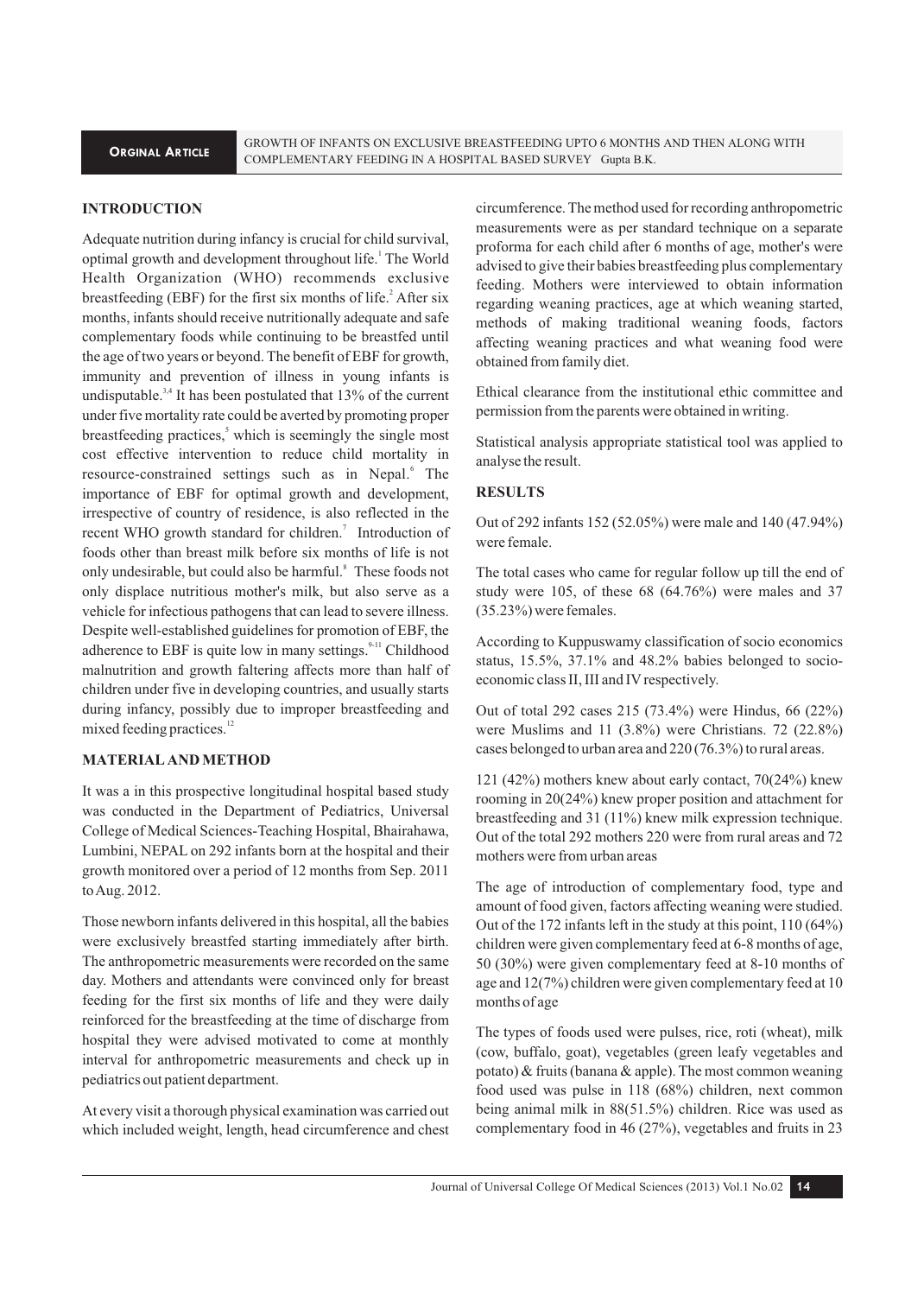## INTRODUCTION

Adequate nutrition during infancy is crucial for child survival, optimal growth and development throughout life.[1] The World Health Organization (WHO) recommends exclusive breastfeeding (EBF) for the first six months of life.[2] After six months, infants should receive nutritionally adequate and safe complementary foods while continuing to be breastfed until the age of two years or beyond. The benefit of EBF for growth, immunity and prevention of illness in young infants is undisputable.[3,4] It has been postulated that 13% of the current under five mortality rate could be averted by promoting proper breastfeeding practices,[5] which is seemingly the single most cost effective intervention to reduce child mortality in resource-constrained settings such as in Nepal.[6] The importance of EBF for optimal growth and development, irrespective of country of residence, is also reflected in the recent WHO growth standard for children.[7] Introduction of foods other than breast milk before six months of life is not only undesirable, but could also be harmful.[8] These foods not only displace nutritious mother's milk, but also serve as a vehicle for infectious pathogens that can lead to severe illness. Despite well-established guidelines for promotion of EBF, the adherence to EBF is quite low in many settings.[9-11] Childhood malnutrition and growth faltering affects more than half of children under five in developing countries, and usually starts during infancy, possibly due to improper breastfeeding and mixed feeding practices.[12]

## MATERIAL AND METHOD

It was a in this prospective longitudinal hospital based study was conducted in the Department of Pediatrics, Universal College of Medical Sciences-Teaching Hospital, Bhairahawa, Lumbini, NEPAL on 292 infants born at the hospital and their growth monitored over a period of 12 months from Sep. 2011 to Aug. 2012.

Those newborn infants delivered in this hospital, all the babies were exclusively breastfed starting immediately after birth. The anthropometric measurements were recorded on the same day. Mothers and attendants were convinced only for breast feeding for the first six months of life and they were daily reinforced for the breastfeeding at the time of discharge from hospital they were advised motivated to come at monthly interval for anthropometric measurements and check up in pediatrics out patient department.

At every visit a thorough physical examination was carried out which included weight, length, head circumference and chest circumference. The method used for recording anthropometric measurements were as per standard technique on a separate proforma for each child after 6 months of age, mother's were advised to give their babies breastfeeding plus complementary feeding. Mothers were interviewed to obtain information regarding weaning practices, age at which weaning started, methods of making traditional weaning foods, factors affecting weaning practices and what weaning food were obtained from family diet.

Ethical clearance from the institutional ethic committee and permission from the parents were obtained in writing.

Statistical analysis appropriate statistical tool was applied to analyse the result.

## RESULTS

Out of 292 infants 152 (52.05%) were male and 140 (47.94%) were female.

The total cases who came for regular follow up till the end of study were 105, of these 68 (64.76%) were males and 37 (35.23%) were females.

According to Kuppuswamy classification of socio economics status, 15.5%, 37.1% and 48.2% babies belonged to socio-economic class II, III and IV respectively.

Out of total 292 cases 215 (73.4%) were Hindus, 66 (22%) were Muslims and 11 (3.8%) were Christians. 72 (22.8%) cases belonged to urban area and 220 (76.3%) to rural areas.

121 (42%) mothers knew about early contact, 70(24%) knew rooming in 20(24%) knew proper position and attachment for breastfeeding and 31 (11%) knew milk expression technique. Out of the total 292 mothers 220 were from rural areas and 72 mothers were from urban areas

The age of introduction of complementary food, type and amount of food given, factors affecting weaning were studied. Out of the 172 infants left in the study at this point, 110 (64%) children were given complementary feed at 6-8 months of age, 50 (30%) were given complementary feed at 8-10 months of age and 12(7%) children were given complementary feed at 10 months of age

The types of foods used were pulses, rice, roti (wheat), milk (cow, buffalo, goat), vegetables (green leafy vegetables and potato) & fruits (banana & apple). The most common weaning food used was pulse in 118 (68%) children, next common being animal milk in 88(51.5%) children. Rice was used as complementary food in 46 (27%), vegetables and fruits in 23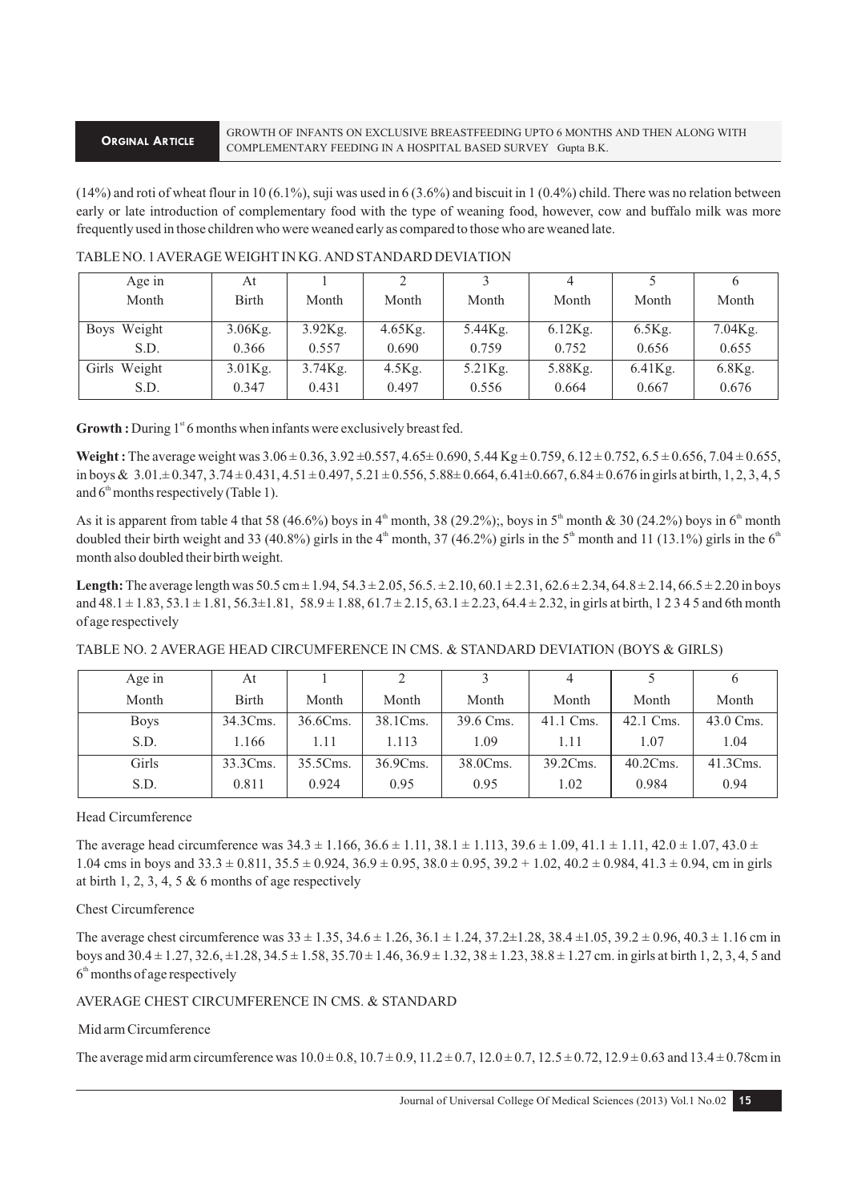(14%) and roti of wheat flour in 10 (6.1%), suji was used in 6 (3.6%) and biscuit in 1 (0.4%) child. There was no relation between early or late introduction of complementary food with the type of weaning food, however, cow and buffalo milk was more frequently used in those children who were weaned early as compared to those who are weaned late.

TABLE NO. 1 AVERAGE WEIGHT IN KG. AND STANDARD DEVIATION

| Age in Month | At Birth | 1 Month | 2 Month | 3 Month | 4 Month | 5 Month | 6 Month |
|---|---|---|---|---|---|---|---|
| Boys Weight | 3.06Kg. | 3.92Kg. | 4.65Kg. | 5.44Kg. | 6.12Kg. | 6.5Kg. | 7.04Kg. |
| S.D. | 0.366 | 0.557 | 0.690 | 0.759 | 0.752 | 0.656 | 0.655 |
| Girls Weight | 3.01Kg. | 3.74Kg. | 4.5Kg. | 5.21Kg. | 5.88Kg. | 6.41Kg. | 6.8Kg. |
| S.D. | 0.347 | 0.431 | 0.497 | 0.556 | 0.664 | 0.667 | 0.676 |

**Growth :** During 1st 6 months when infants were exclusively breast fed.

**Weight :** The average weight was 3.06 ± 0.36, 3.92 ±0.557, 4.65± 0.690, 5.44 Kg ± 0.759, 6.12 ± 0.752, 6.5 ± 0.656, 7.04 ± 0.655, in boys & 3.01.± 0.347, 3.74 ± 0.431, 4.51 ± 0.497, 5.21 ± 0.556, 5.88± 0.664, 6.41±0.667, 6.84 ± 0.676 in girls at birth, 1, 2, 3, 4, 5 and 6th months respectively (Table 1).

As it is apparent from table 4 that 58 (46.6%) boys in 4th month, 38 (29.2%);, boys in 5th month & 30 (24.2%) boys in 6th month doubled their birth weight and 33 (40.8%) girls in the 4th month, 37 (46.2%) girls in the 5th month and 11 (13.1%) girls in the 6th month also doubled their birth weight.

**Length:** The average length was 50.5 cm ± 1.94, 54.3 ± 2.05, 56.5. ± 2.10, 60.1 ± 2.31, 62.6 ± 2.34, 64.8 ± 2.14, 66.5 ± 2.20 in boys and 48.1 ± 1.83, 53.1 ± 1.81, 56.3±1.81, 58.9 ± 1.88, 61.7 ± 2.15, 63.1 ± 2.23, 64.4 ± 2.32, in girls at birth, 1 2 3 4 5 and 6th month of age respectively

TABLE NO. 2 AVERAGE HEAD CIRCUMFERENCE IN CMS. & STANDARD DEVIATION (BOYS & GIRLS)

| Age in Month | At Birth | 1 Month | 2 Month | 3 Month | 4 Month | 5 Month | 6 Month |
|---|---|---|---|---|---|---|---|
| Boys | 34.3Cms. | 36.6Cms. | 38.1Cms. | 39.6 Cms. | 41.1 Cms. | 42.1 Cms. | 43.0 Cms. |
| S.D. | 1.166 | 1.11 | 1.113 | 1.09 | 1.11 | 1.07 | 1.04 |
| Girls | 33.3Cms. | 35.5Cms. | 36.9Cms. | 38.0Cms. | 39.2Cms. | 40.2Cms. | 41.3Cms. |
| S.D. | 0.811 | 0.924 | 0.95 | 0.95 | 1.02 | 0.984 | 0.94 |

Head Circumference

The average head circumference was 34.3 ± 1.166, 36.6 ± 1.11, 38.1 ± 1.113, 39.6 ± 1.09, 41.1 ± 1.11, 42.0 ± 1.07, 43.0 ± 1.04 cms in boys and 33.3 ± 0.811, 35.5 ± 0.924, 36.9 ± 0.95, 38.0 ± 0.95, 39.2 + 1.02, 40.2 ± 0.984, 41.3 ± 0.94, cm in girls at birth 1, 2, 3, 4, 5 & 6 months of age respectively

Chest Circumference

The average chest circumference was 33 ± 1.35, 34.6 ± 1.26, 36.1 ± 1.24, 37.2±1.28, 38.4 ±1.05, 39.2 ± 0.96, 40.3 ± 1.16 cm in boys and 30.4 ± 1.27, 32.6, ±1.28, 34.5 ± 1.58, 35.70 ± 1.46, 36.9 ± 1.32, 38 ± 1.23, 38.8 ± 1.27 cm. in girls at birth 1, 2, 3, 4, 5 and 6th months of age respectively

AVERAGE CHEST CIRCUMFERENCE IN CMS. & STANDARD

Mid arm Circumference

The average mid arm circumference was 10.0 ± 0.8, 10.7 ± 0.9, 11.2 ± 0.7, 12.0 ± 0.7, 12.5 ± 0.72, 12.9 ± 0.63 and 13.4 ± 0.78cm in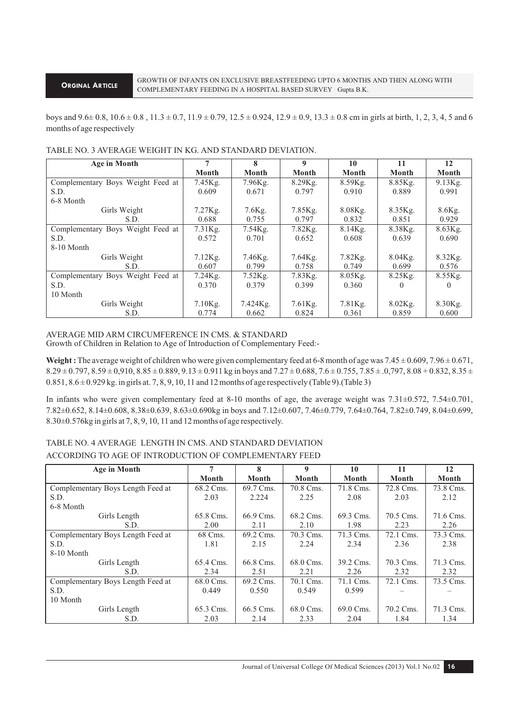boys and 9.6± 0.8, 10.6 ± 0.8 , 11.3 ± 0.7, 11.9 ± 0.79, 12.5 ± 0.924, 12.9 ± 0.9, 13.3 ± 0.8 cm in girls at birth, 1, 2, 3, 4, 5 and 6 months of age respectively

TABLE NO. 3 AVERAGE WEIGHT IN KG. AND STANDARD DEVIATION.

| Age in Month | 7 Month | 8 Month | 9 Month | 10 Month | 11 Month | 12 Month |
|---|---|---|---|---|---|---|
| Complementary Boys Weight Feed at S.D. 6-8 Month | 7.45Kg. 0.609 | 7.96Kg. 0.671 | 8.29Kg. 0.797 | 8.59Kg. 0.910 | 8.85Kg. 0.889 | 9.13Kg. 0.991 |
| Girls Weight S.D. | 7.27Kg. 0.688 | 7.6Kg. 0.755 | 7.85Kg. 0.797 | 8.08Kg. 0.832 | 8.35Kg. 0.851 | 8.6Kg. 0.929 |
| Complementary Boys Weight Feed at S.D. 8-10 Month | 7.31Kg. 0.572 | 7.54Kg. 0.701 | 7.82Kg. 0.652 | 8.14Kg. 0.608 | 8.38Kg. 0.639 | 8.63Kg. 0.690 |
| Girls Weight S.D. | 7.12Kg. 0.607 | 7.46Kg. 0.799 | 7.64Kg. 0.758 | 7.82Kg. 0.749 | 8.04Kg. 0.699 | 8.32Kg. 0.576 |
| Complementary Boys Weight Feed at S.D. 10 Month | 7.24Kg. 0.370 | 7.52Kg. 0.379 | 7.83Kg. 0.399 | 8.05Kg. 0.360 | 8.25Kg. 0 | 8.55Kg. 0 |
| Girls Weight S.D. | 7.10Kg. 0.774 | 7.424Kg. 0.662 | 7.61Kg. 0.824 | 7.81Kg. 0.361 | 8.02Kg. 0.859 | 8.30Kg. 0.600 |

AVERAGE MID ARM CIRCUMFERENCE IN CMS. & STANDARD

Growth of Children in Relation to Age of Introduction of Complementary Feed:-

**Weight :** The average weight of children who were given complementary feed at 6-8 month of age was 7.45 ± 0.609, 7.96 ± 0.671, 8.29 ± 0.797, 8.59 ± 0,910, 8.85 ± 0.889, 9.13 ± 0.911 kg in boys and 7.27 ± 0.688, 7.6 ± 0.755, 7.85 ± .0,797, 8.08 + 0.832, 8.35 ± 0.851, 8.6 ± 0.929 kg. in girls at. 7, 8, 9, 10, 11 and 12 months of age respectively (Table 9).(Table 3)

In infants who were given complementary feed at 8-10 months of age, the average weight was 7.31±0.572, 7.54±0.701, 7.82±0.652, 8.14±0.608, 8.38±0.639, 8.63±0.690kg in boys and 7.12±0.607, 7.46±0.779, 7.64±0.764, 7.82±0.749, 8.04±0.699, 8.30±0.576kg in girls at 7, 8, 9, 10, 11 and 12 months of age respectively.

TABLE NO. 4 AVERAGE LENGTH IN CMS. AND STANDARD DEVIATION

ACCORDING TO AGE OF INTRODUCTION OF COMPLEMENTARY FEED

| Age in Month | 7 Month | 8 Month | 9 Month | 10 Month | 11 Month | 12 Month |
|---|---|---|---|---|---|---|
| Complementary Boys Length Feed at S.D. 6-8 Month | 68.2 Cms. 2.03 | 69.7 Cms. 2.224 | 70.8 Cms. 2.25 | 71.8 Cms. 2.08 | 72.8 Cms. 2.03 | 73.8 Cms. 2.12 |
| Girls Length S.D. | 65.8 Cms. 2.00 | 66.9 Cms. 2.11 | 68.2 Cms. 2.10 | 69.3 Cms. 1.98 | 70.5 Cms. 2.23 | 71.6 Cms. 2.26 |
| Complementary Boys Length Feed at S.D. 8-10 Month | 68 Cms. 1.81 | 69.2 Cms. 2.15 | 70.3 Cms. 2.24 | 71.3 Cms. 2.34 | 72.1 Cms. 2.36 | 73.3 Cms. 2.38 |
| Girls Length S.D. | 65.4 Cms. 2.34 | 66.8 Cms. 2.51 | 68.0 Cms. 2.21 | 39.2 Cms. 2.26 | 70.3 Cms. 2.32 | 71.3 Cms. 2.32 |
| Complementary Boys Length Feed at S.D. 10 Month | 68.0 Cms. 0.449 | 69.2 Cms. 0.550 | 70.1 Cms. 0.549 | 71.1 Cms. 0.599 | 72.1 Cms. – | 73.5 Cms. – |
| Girls Length S.D. | 65.3 Cms. 2.03 | 66.5 Cms. 2.14 | 68.0 Cms. 2.33 | 69.0 Cms. 2.04 | 70.2 Cms. 1.84 | 71.3 Cms. 1.34 |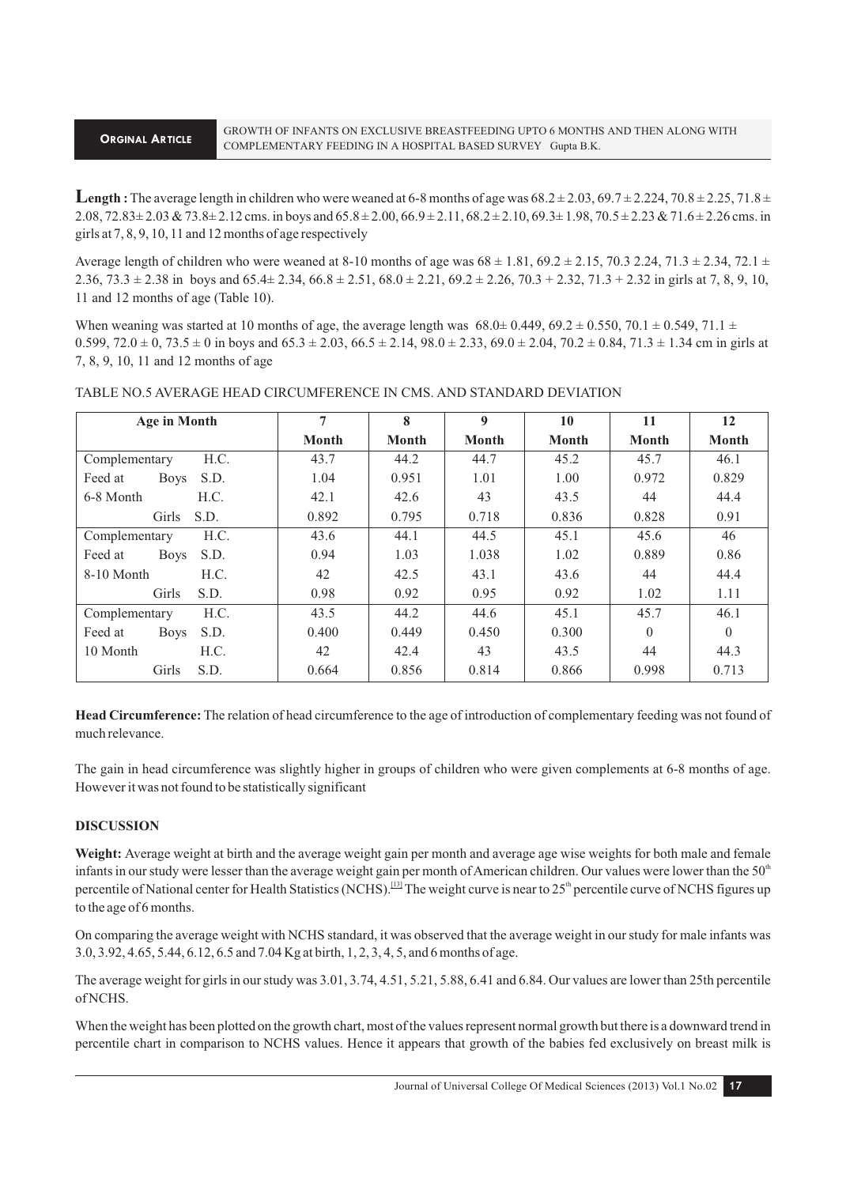**Length :** The average length in children who were weaned at 6-8 months of age was 68.2 ± 2.03, 69.7 ± 2.224, 70.8 ± 2.25, 71.8 ± 2.08, 72.83± 2.03 & 73.8± 2.12 cms. in boys and 65.8 ± 2.00, 66.9 ± 2.11, 68.2 ± 2.10, 69.3± 1.98, 70.5 ± 2.23 & 71.6 ± 2.26 cms. in girls at 7, 8, 9, 10, 11 and 12 months of age respectively

Average length of children who were weaned at 8-10 months of age was 68 ± 1.81, 69.2 ± 2.15, 70.3 2.24, 71.3 ± 2.34, 72.1 ± 2.36, 73.3 ± 2.38 in boys and 65.4± 2.34, 66.8 ± 2.51, 68.0 ± 2.21, 69.2 ± 2.26, 70.3 + 2.32, 71.3 + 2.32 in girls at 7, 8, 9, 10, 11 and 12 months of age (Table 10).

When weaning was started at 10 months of age, the average length was 68.0± 0.449, 69.2 ± 0.550, 70.1 ± 0.549, 71.1 ± 0.599, 72.0 ± 0, 73.5 ± 0 in boys and 65.3 ± 2.03, 66.5 ± 2.14, 98.0 ± 2.33, 69.0 ± 2.04, 70.2 ± 0.84, 71.3 ± 1.34 cm in girls at 7, 8, 9, 10, 11 and 12 months of age

TABLE NO.5 AVERAGE HEAD CIRCUMFERENCE IN CMS. AND STANDARD DEVIATION

| Age in Month | | | 7 Month | 8 Month | 9 Month | 10 Month | 11 Month | 12 Month |
|---|---|---|---|---|---|---|---|---|
| Complementary Feed at 6-8 Month | Boys | H.C. | 43.7 | 44.2 | 44.7 | 45.2 | 45.7 | 46.1 |
| | | S.D. | 1.04 | 0.951 | 1.01 | 1.00 | 0.972 | 0.829 |
| | Girls | H.C. | 42.1 | 42.6 | 43 | 43.5 | 44 | 44.4 |
| | | S.D. | 0.892 | 0.795 | 0.718 | 0.836 | 0.828 | 0.91 |
| Complementary Feed at 8-10 Month | Boys | H.C. | 43.6 | 44.1 | 44.5 | 45.1 | 45.6 | 46 |
| | | S.D. | 0.94 | 1.03 | 1.038 | 1.02 | 0.889 | 0.86 |
| | Girls | H.C. | 42 | 42.5 | 43.1 | 43.6 | 44 | 44.4 |
| | | S.D. | 0.98 | 0.92 | 0.95 | 0.92 | 1.02 | 1.11 |
| Complementary Feed at 10 Month | Boys | H.C. | 43.5 | 44.2 | 44.6 | 45.1 | 45.7 | 46.1 |
| | | S.D. | 0.400 | 0.449 | 0.450 | 0.300 | 0 | 0 |
| | Girls | H.C. | 42 | 42.4 | 43 | 43.5 | 44 | 44.3 |
| | | S.D. | 0.664 | 0.856 | 0.814 | 0.866 | 0.998 | 0.713 |

**Head Circumference:** The relation of head circumference to the age of introduction of complementary feeding was not found of much relevance.

The gain in head circumference was slightly higher in groups of children who were given complements at 6-8 months of age. However it was not found to be statistically significant

## DISCUSSION

**Weight:** Average weight at birth and the average weight gain per month and average age wise weights for both male and female infants in our study were lesser than the average weight gain per month of American children. Our values were lower than the 50th percentile of National center for Health Statistics (NCHS).[13] The weight curve is near to 25th percentile curve of NCHS figures up to the age of 6 months.

On comparing the average weight with NCHS standard, it was observed that the average weight in our study for male infants was 3.0, 3.92, 4.65, 5.44, 6.12, 6.5 and 7.04 Kg at birth, 1, 2, 3, 4, 5, and 6 months of age.

The average weight for girls in our study was 3.01, 3.74, 4.51, 5.21, 5.88, 6.41 and 6.84. Our values are lower than 25th percentile of NCHS.

When the weight has been plotted on the growth chart, most of the values represent normal growth but there is a downward trend in percentile chart in comparison to NCHS values. Hence it appears that growth of the babies fed exclusively on breast milk is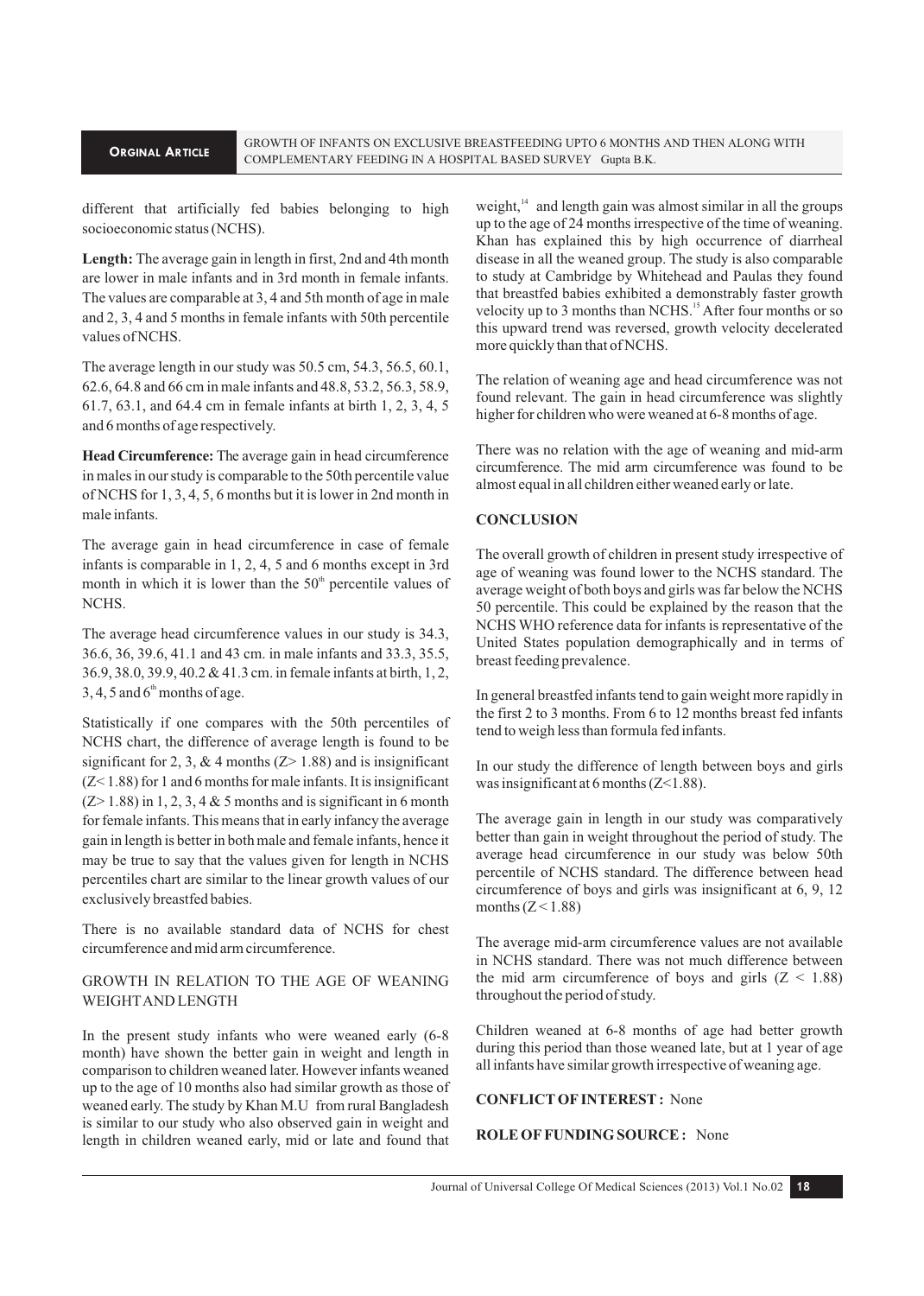different that artificially fed babies belonging to high socioeconomic status (NCHS).

**Length:** The average gain in length in first, 2nd and 4th month are lower in male infants and in 3rd month in female infants. The values are comparable at 3, 4 and 5th month of age in male and 2, 3, 4 and 5 months in female infants with 50th percentile values of NCHS.

The average length in our study was 50.5 cm, 54.3, 56.5, 60.1, 62.6, 64.8 and 66 cm in male infants and 48.8, 53.2, 56.3, 58.9, 61.7, 63.1, and 64.4 cm in female infants at birth 1, 2, 3, 4, 5 and 6 months of age respectively.

**Head Circumference:** The average gain in head circumference in males in our study is comparable to the 50th percentile value of NCHS for 1, 3, 4, 5, 6 months but it is lower in 2nd month in male infants.

The average gain in head circumference in case of female infants is comparable in 1, 2, 4, 5 and 6 months except in 3rd month in which it is lower than the $50^{th}$ percentile values of NCHS.

The average head circumference values in our study is 34.3, 36.6, 36, 39.6, 41.1 and 43 cm. in male infants and 33.3, 35.5, 36.9, 38.0, 39.9, 40.2 & 41.3 cm. in female infants at birth, 1, 2, 3, 4, 5 and $6^{th}$ months of age.

Statistically if one compares with the 50th percentiles of NCHS chart, the difference of average length is found to be significant for 2, 3, & 4 months ($Z > 1.88$) and is insignificant ($Z < 1.88$) for 1 and 6 months for male infants. It is insignificant ($Z > 1.88$) in 1, 2, 3, 4 & 5 months and is significant in 6 month for female infants. This means that in early infancy the average gain in length is better in both male and female infants, hence it may be true to say that the values given for length in NCHS percentiles chart are similar to the linear growth values of our exclusively breastfed babies.

There is no available standard data of NCHS for chest circumference and mid arm circumference.

## GROWTH IN RELATION TO THE AGE OF WEANING WEIGHT AND LENGTH

In the present study infants who were weaned early (6-8 month) have shown the better gain in weight and length in comparison to children weaned later. However infants weaned up to the age of 10 months also had similar growth as those of weaned early. The study by Khan M.U from rural Bangladesh is similar to our study who also observed gain in weight and length in children weaned early, mid or late and found that weight,[14] and length gain was almost similar in all the groups up to the age of 24 months irrespective of the time of weaning. Khan has explained this by high occurrence of diarrheal disease in all the weaned group. The study is also comparable to study at Cambridge by Whitehead and Paulas they found that breastfed babies exhibited a demonstrably faster growth velocity up to 3 months than NCHS.[15] After four months or so this upward trend was reversed, growth velocity decelerated more quickly than that of NCHS.

The relation of weaning age and head circumference was not found relevant. The gain in head circumference was slightly higher for children who were weaned at 6-8 months of age.

There was no relation with the age of weaning and mid-arm circumference. The mid arm circumference was found to be almost equal in all children either weaned early or late.

## CONCLUSION

The overall growth of children in present study irrespective of age of weaning was found lower to the NCHS standard. The average weight of both boys and girls was far below the NCHS 50 percentile. This could be explained by the reason that the NCHS WHO reference data for infants is representative of the United States population demographically and in terms of breast feeding prevalence.

In general breastfed infants tend to gain weight more rapidly in the first 2 to 3 months. From 6 to 12 months breast fed infants tend to weigh less than formula fed infants.

In our study the difference of length between boys and girls was insignificant at 6 months ($Z < 1.88$).

The average gain in length in our study was comparatively better than gain in weight throughout the period of study. The average head circumference in our study was below 50th percentile of NCHS standard. The difference between head circumference of boys and girls was insignificant at 6, 9, 12 months ($Z < 1.88$)

The average mid-arm circumference values are not available in NCHS standard. There was not much difference between the mid arm circumference of boys and girls ($Z < 1.88$) throughout the period of study.

Children weaned at 6-8 months of age had better growth during this period than those weaned late, but at 1 year of age all infants have similar growth irrespective of weaning age.

**CONFLICT OF INTEREST :** None

**ROLE OF FUNDING SOURCE :** None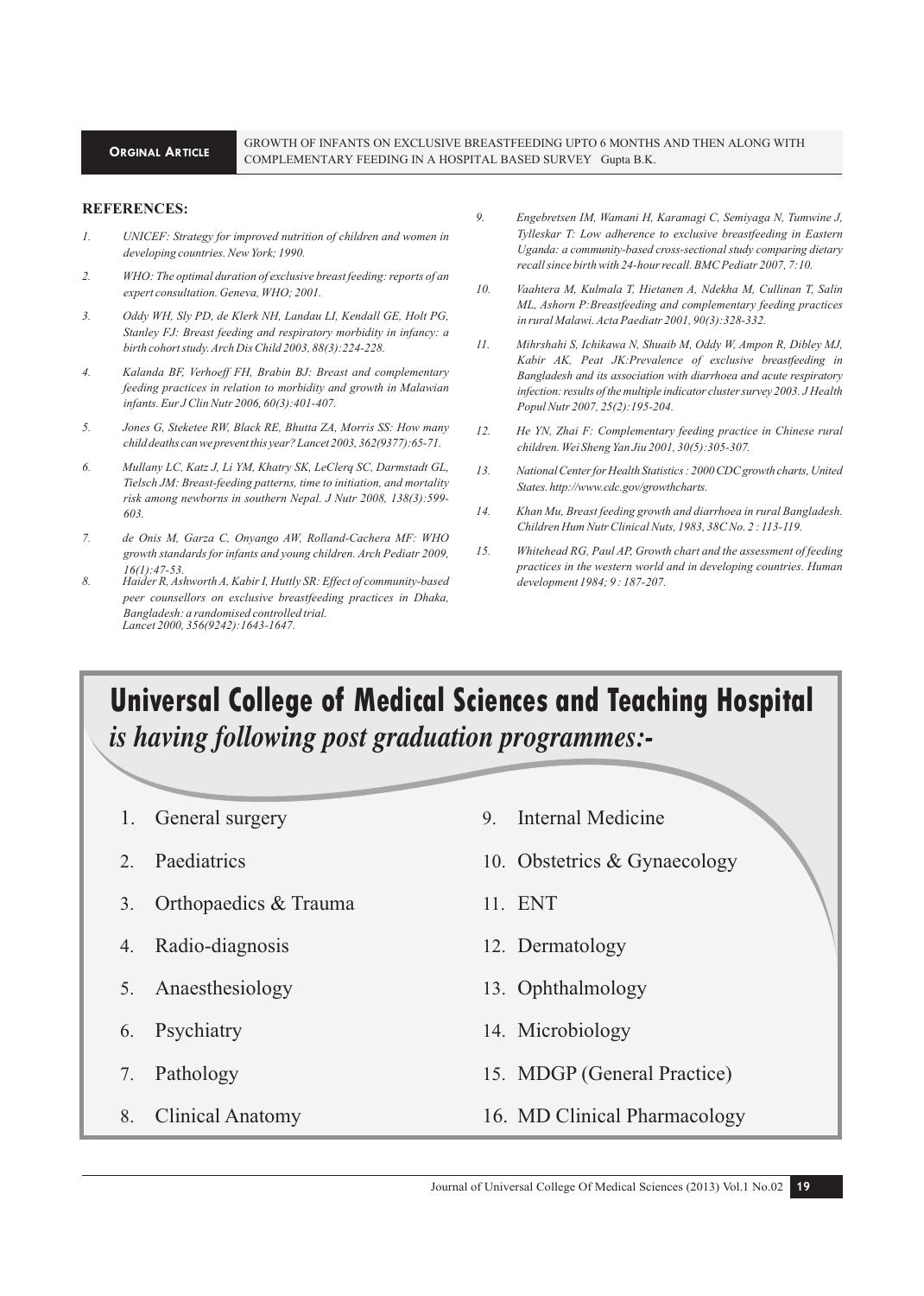## REFERENCES:

1. UNICEF: Strategy for improved nutrition of children and women in developing countries. New York; 1990.
2. WHO: The optimal duration of exclusive breast feeding: reports of an expert consultation. Geneva, WHO; 2001.
3. Oddy WH, Sly PD, de Klerk NH, Landau LI, Kendall GE, Holt PG, Stanley FJ: Breast feeding and respiratory morbidity in infancy: a birth cohort study. Arch Dis Child 2003, 88(3):224-228.
4. Kalanda BF, Verhoeff FH, Brabin BJ: Breast and complementary feeding practices in relation to morbidity and growth in Malawian infants. Eur J Clin Nutr 2006, 60(3):401-407.
5. Jones G, Steketee RW, Black RE, Bhutta ZA, Morris SS: How many child deaths can we prevent this year? Lancet 2003, 362(9377):65-71.
6. Mullany LC, Katz J, Li YM, Khatry SK, LeClerq SC, Darmstadt GL, Tielsch JM: Breast-feeding patterns, time to initiation, and mortality risk among newborns in southern Nepal. J Nutr 2008, 138(3):599-603.
7. de Onis M, Garza C, Onyango AW, Rolland-Cachera MF: WHO growth standards for infants and young children. Arch Pediatr 2009, 16(1):47-53.
8. Haider R, Ashworth A, Kabir I, Huttly SR: Effect of community-based peer counsellors on exclusive breastfeeding practices in Dhaka, Bangladesh: a randomised controlled trial. Lancet 2000, 356(9242):1643-1647.
9. Engebretsen IM, Wamani H, Karamagi C, Semiyaga N, Tumwine J, Tylleskar T: Low adherence to exclusive breastfeeding in Eastern Uganda: a community-based cross-sectional study comparing dietary recall since birth with 24-hour recall. BMC Pediatr 2007, 7:10.
10. Vaahtera M, Kulmala T, Hietanen A, Ndekha M, Cullinan T, Salin ML, Ashorn P:Breastfeeding and complementary feeding practices in rural Malawi. Acta Paediatr 2001, 90(3):328-332.
11. Mihrshahi S, Ichikawa N, Shuaib M, Oddy W, Ampon R, Dibley MJ, Kabir AK, Peat JK:Prevalence of exclusive breastfeeding in Bangladesh and its association with diarrhoea and acute respiratory infection: results of the multiple indicator cluster survey 2003. J Health Popul Nutr 2007, 25(2):195-204.
12. He YN, Zhai F: Complementary feeding practice in Chinese rural children. Wei Sheng Yan Jiu 2001, 30(5):305-307.
13. National Center for Health Statistics : 2000 CDC growth charts, United States. http://www.cdc.gov/growthcharts.
14. Khan Mu, Breast feeding growth and diarrhoea in rural Bangladesh. Children Hum Nutr Clinical Nuts, 1983, 38C No. 2 : 113-119.
15. Whitehead RG, Paul AP, Growth chart and the assessment of feeding practices in the western world and in developing countries. Human development 1984; 9 : 187-207.

# Universal College of Medical Sciences and Teaching Hospital
## *is having following post graduation programmes:-*

1. General surgery
2. Paediatrics
3. Orthopaedics & Trauma
4. Radio-diagnosis
5. Anaesthesiology
6. Psychiatry
7. Pathology
8. Clinical Anatomy
9. Internal Medicine
10. Obstetrics & Gynaecology
11. ENT
12. Dermatology
13. Ophthalmology
14. Microbiology
15. MDGP (General Practice)
16. MD Clinical Pharmacology